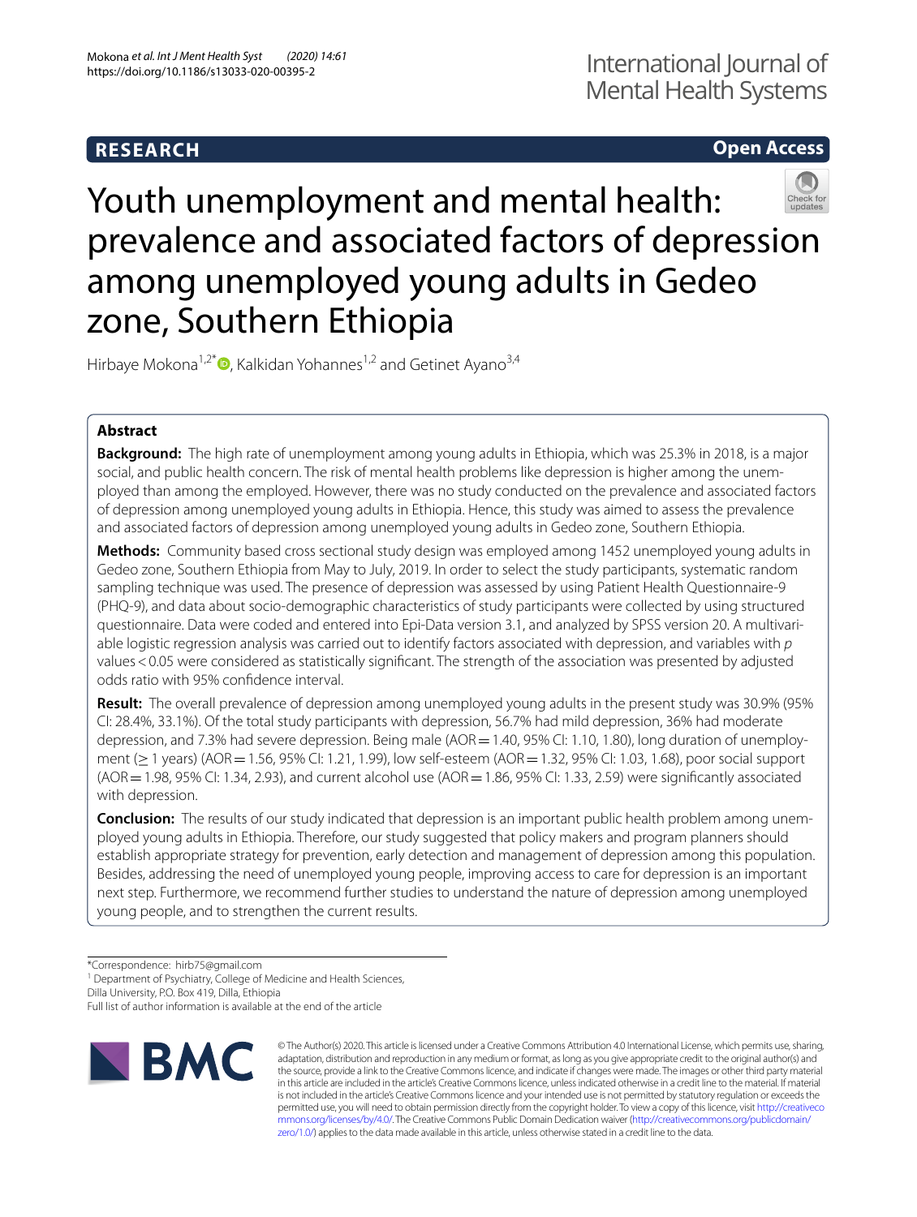RESEARCH

Open Access

# Youth unemployment and mental health: prevalence and associated factors of depression among unemployed young adults in Gedeo zone, Southern Ethiopia

Hirbaye Mokona[1,2*], Kalkidan Yohannes[1,2] and Getinet Ayano[3,4]

## Abstract

**Background:** The high rate of unemployment among young adults in Ethiopia, which was 25.3% in 2018, is a major social, and public health concern. The risk of mental health problems like depression is higher among the unemployed than among the employed. However, there was no study conducted on the prevalence and associated factors of depression among unemployed young adults in Ethiopia. Hence, this study was aimed to assess the prevalence and associated factors of depression among unemployed young adults in Gedeo zone, Southern Ethiopia.

**Methods:** Community based cross sectional study design was employed among 1452 unemployed young adults in Gedeo zone, Southern Ethiopia from May to July, 2019. In order to select the study participants, systematic random sampling technique was used. The presence of depression was assessed by using Patient Health Questionnaire-9 (PHQ-9), and data about socio-demographic characteristics of study participants were collected by using structured questionnaire. Data were coded and entered into Epi-Data version 3.1, and analyzed by SPSS version 20. A multivariable logistic regression analysis was carried out to identify factors associated with depression, and variables with $p$ values $< 0.05$ were considered as statistically significant. The strength of the association was presented by adjusted odds ratio with 95% confidence interval.

**Result:** The overall prevalence of depression among unemployed young adults in the present study was 30.9% (95% CI: 28.4%, 33.1%). Of the total study participants with depression, 56.7% had mild depression, 36% had moderate depression, and 7.3% had severe depression. Being male (AOR = 1.40, 95% CI: 1.10, 1.80), long duration of unemployment (≥ 1 years) (AOR = 1.56, 95% CI: 1.21, 1.99), low self-esteem (AOR = 1.32, 95% CI: 1.03, 1.68), poor social support (AOR = 1.98, 95% CI: 1.34, 2.93), and current alcohol use (AOR = 1.86, 95% CI: 1.33, 2.59) were significantly associated with depression.

**Conclusion:** The results of our study indicated that depression is an important public health problem among unemployed young adults in Ethiopia. Therefore, our study suggested that policy makers and program planners should establish appropriate strategy for prevention, early detection and management of depression among this population. Besides, addressing the need of unemployed young people, improving access to care for depression is an important next step. Furthermore, we recommend further studies to understand the nature of depression among unemployed young people, and to strengthen the current results.

*Correspondence: hirb75@gmail.com
[1] Department of Psychiatry, College of Medicine and Health Sciences, Dilla University, P.O. Box 419, Dilla, Ethiopia
Full list of author information is available at the end of the article

© The Author(s) 2020. This article is licensed under a Creative Commons Attribution 4.0 International License, which permits use, sharing, adaptation, distribution and reproduction in any medium or format, as long as you give appropriate credit to the original author(s) and the source, provide a link to the Creative Commons licence, and indicate if changes were made. The images or other third party material in this article are included in the article's Creative Commons licence, unless indicated otherwise in a credit line to the material. If material is not included in the article's Creative Commons licence and your intended use is not permitted by statutory regulation or exceeds the permitted use, you will need to obtain permission directly from the copyright holder. To view a copy of this licence, visit http://creativecommons.org/licenses/by/4.0/. The Creative Commons Public Domain Dedication waiver (http://creativecommons.org/publicdomain/zero/1.0/) applies to the data made available in this article, unless otherwise stated in a credit line to the data.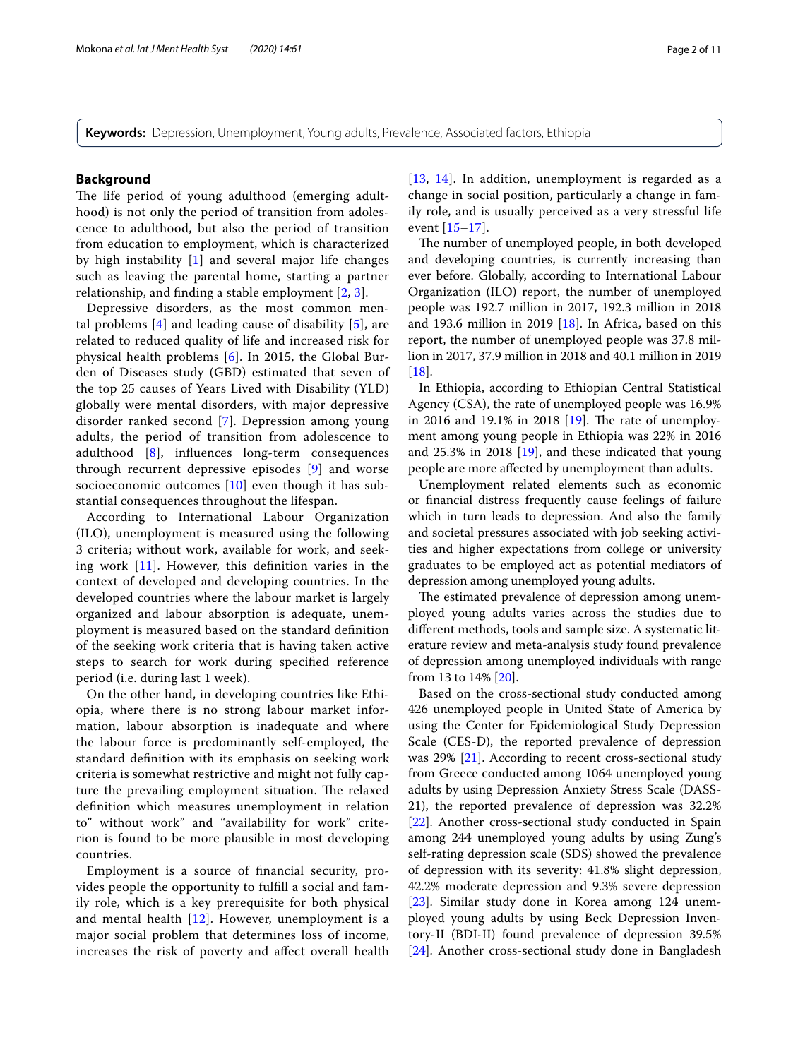**Keywords:** Depression, Unemployment, Young adults, Prevalence, Associated factors, Ethiopia

## Background

The life period of young adulthood (emerging adulthood) is not only the period of transition from adolescence to adulthood, but also the period of transition from education to employment, which is characterized by high instability [1] and several major life changes such as leaving the parental home, starting a partner relationship, and finding a stable employment [2, 3].

Depressive disorders, as the most common mental problems [4] and leading cause of disability [5], are related to reduced quality of life and increased risk for physical health problems [6]. In 2015, the Global Burden of Diseases study (GBD) estimated that seven of the top 25 causes of Years Lived with Disability (YLD) globally were mental disorders, with major depressive disorder ranked second [7]. Depression among young adults, the period of transition from adolescence to adulthood [8], influences long-term consequences through recurrent depressive episodes [9] and worse socioeconomic outcomes [10] even though it has substantial consequences throughout the lifespan.

According to International Labour Organization (ILO), unemployment is measured using the following 3 criteria; without work, available for work, and seeking work [11]. However, this definition varies in the context of developed and developing countries. In the developed countries where the labour market is largely organized and labour absorption is adequate, unemployment is measured based on the standard definition of the seeking work criteria that is having taken active steps to search for work during specified reference period (i.e. during last 1 week).

On the other hand, in developing countries like Ethiopia, where there is no strong labour market information, labour absorption is inadequate and where the labour force is predominantly self-employed, the standard definition with its emphasis on seeking work criteria is somewhat restrictive and might not fully capture the prevailing employment situation. The relaxed definition which measures unemployment in relation to" without work" and "availability for work" criterion is found to be more plausible in most developing countries.

Employment is a source of financial security, provides people the opportunity to fulfill a social and family role, which is a key prerequisite for both physical and mental health [12]. However, unemployment is a major social problem that determines loss of income, increases the risk of poverty and affect overall health [13, 14]. In addition, unemployment is regarded as a change in social position, particularly a change in family role, and is usually perceived as a very stressful life event [15–17].

The number of unemployed people, in both developed and developing countries, is currently increasing than ever before. Globally, according to International Labour Organization (ILO) report, the number of unemployed people was 192.7 million in 2017, 192.3 million in 2018 and 193.6 million in 2019 [18]. In Africa, based on this report, the number of unemployed people was 37.8 million in 2017, 37.9 million in 2018 and 40.1 million in 2019 [18].

In Ethiopia, according to Ethiopian Central Statistical Agency (CSA), the rate of unemployed people was 16.9% in 2016 and 19.1% in 2018 [19]. The rate of unemployment among young people in Ethiopia was 22% in 2016 and 25.3% in 2018 [19], and these indicated that young people are more affected by unemployment than adults.

Unemployment related elements such as economic or financial distress frequently cause feelings of failure which in turn leads to depression. And also the family and societal pressures associated with job seeking activities and higher expectations from college or university graduates to be employed act as potential mediators of depression among unemployed young adults.

The estimated prevalence of depression among unemployed young adults varies across the studies due to different methods, tools and sample size. A systematic literature review and meta-analysis study found prevalence of depression among unemployed individuals with range from 13 to 14% [20].

Based on the cross-sectional study conducted among 426 unemployed people in United State of America by using the Center for Epidemiological Study Depression Scale (CES-D), the reported prevalence of depression was 29% [21]. According to recent cross-sectional study from Greece conducted among 1064 unemployed young adults by using Depression Anxiety Stress Scale (DASS-21), the reported prevalence of depression was 32.2% [22]. Another cross-sectional study conducted in Spain among 244 unemployed young adults by using Zung's self-rating depression scale (SDS) showed the prevalence of depression with its severity: 41.8% slight depression, 42.2% moderate depression and 9.3% severe depression [23]. Similar study done in Korea among 124 unemployed young adults by using Beck Depression Inventory-II (BDI-II) found prevalence of depression 39.5% [24]. Another cross-sectional study done in Bangladesh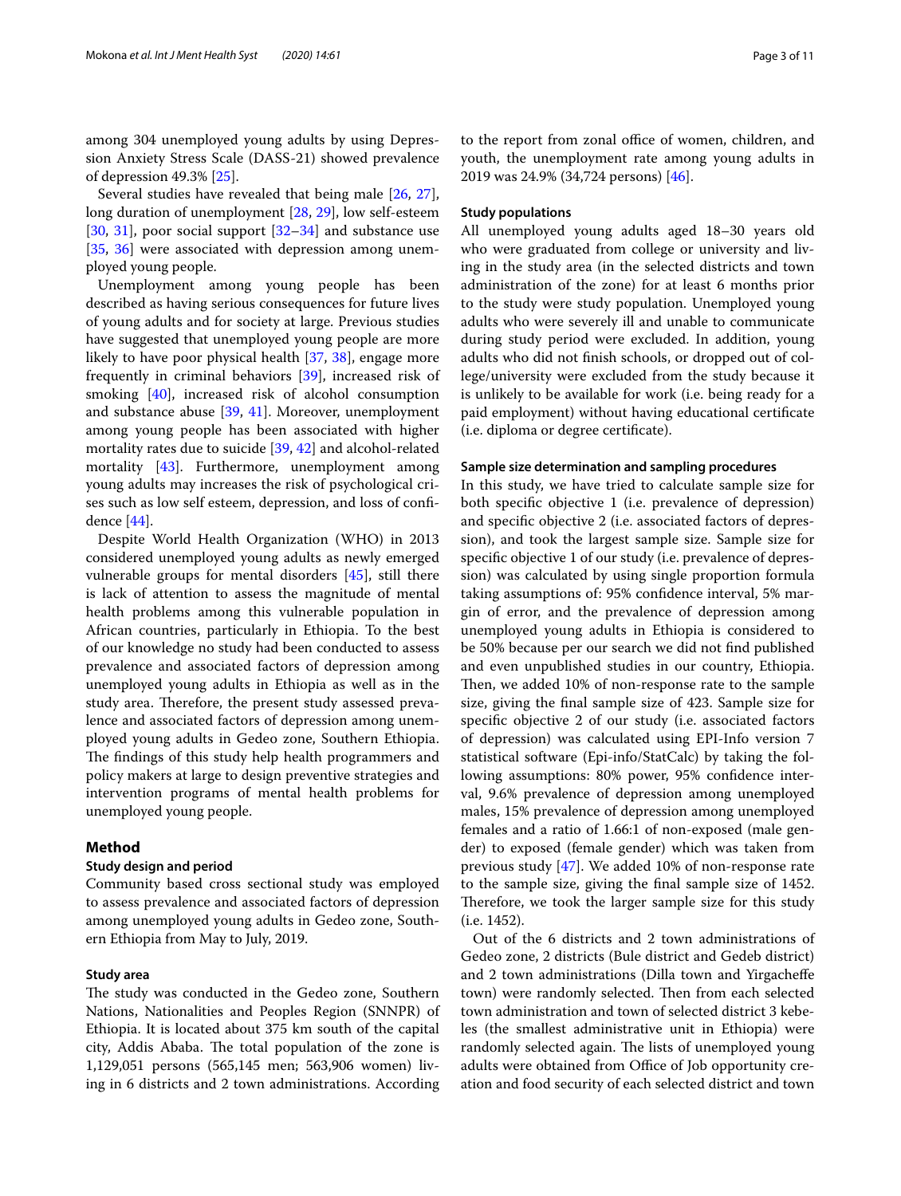among 304 unemployed young adults by using Depression Anxiety Stress Scale (DASS-21) showed prevalence of depression 49.3% [25].

Several studies have revealed that being male [26, 27], long duration of unemployment [28, 29], low self-esteem [30, 31], poor social support [32–34] and substance use [35, 36] were associated with depression among unemployed young people.

Unemployment among young people has been described as having serious consequences for future lives of young adults and for society at large. Previous studies have suggested that unemployed young people are more likely to have poor physical health [37, 38], engage more frequently in criminal behaviors [39], increased risk of smoking [40], increased risk of alcohol consumption and substance abuse [39, 41]. Moreover, unemployment among young people has been associated with higher mortality rates due to suicide [39, 42] and alcohol-related mortality [43]. Furthermore, unemployment among young adults may increases the risk of psychological crises such as low self esteem, depression, and loss of confidence [44].

Despite World Health Organization (WHO) in 2013 considered unemployed young adults as newly emerged vulnerable groups for mental disorders [45], still there is lack of attention to assess the magnitude of mental health problems among this vulnerable population in African countries, particularly in Ethiopia. To the best of our knowledge no study had been conducted to assess prevalence and associated factors of depression among unemployed young adults in Ethiopia as well as in the study area. Therefore, the present study assessed prevalence and associated factors of depression among unemployed young adults in Gedeo zone, Southern Ethiopia. The findings of this study help health programmers and policy makers at large to design preventive strategies and intervention programs of mental health problems for unemployed young people.

## Method

### Study design and period

Community based cross sectional study was employed to assess prevalence and associated factors of depression among unemployed young adults in Gedeo zone, Southern Ethiopia from May to July, 2019.

### Study area

The study was conducted in the Gedeo zone, Southern Nations, Nationalities and Peoples Region (SNNPR) of Ethiopia. It is located about 375 km south of the capital city, Addis Ababa. The total population of the zone is 1,129,051 persons (565,145 men; 563,906 women) living in 6 districts and 2 town administrations. According to the report from zonal office of women, children, and youth, the unemployment rate among young adults in 2019 was 24.9% (34,724 persons) [46].

### Study populations

All unemployed young adults aged 18–30 years old who were graduated from college or university and living in the study area (in the selected districts and town administration of the zone) for at least 6 months prior to the study were study population. Unemployed young adults who were severely ill and unable to communicate during study period were excluded. In addition, young adults who did not finish schools, or dropped out of college/university were excluded from the study because it is unlikely to be available for work (i.e. being ready for a paid employment) without having educational certificate (i.e. diploma or degree certificate).

### Sample size determination and sampling procedures

In this study, we have tried to calculate sample size for both specific objective 1 (i.e. prevalence of depression) and specific objective 2 (i.e. associated factors of depression), and took the largest sample size. Sample size for specific objective 1 of our study (i.e. prevalence of depression) was calculated by using single proportion formula taking assumptions of: 95% confidence interval, 5% margin of error, and the prevalence of depression among unemployed young adults in Ethiopia is considered to be 50% because per our search we did not find published and even unpublished studies in our country, Ethiopia. Then, we added 10% of non-response rate to the sample size, giving the final sample size of 423. Sample size for specific objective 2 of our study (i.e. associated factors of depression) was calculated using EPI-Info version 7 statistical software (Epi-info/StatCalc) by taking the following assumptions: 80% power, 95% confidence interval, 9.6% prevalence of depression among unemployed males, 15% prevalence of depression among unemployed females and a ratio of 1.66:1 of non-exposed (male gender) to exposed (female gender) which was taken from previous study [47]. We added 10% of non-response rate to the sample size, giving the final sample size of 1452. Therefore, we took the larger sample size for this study (i.e. 1452).

Out of the 6 districts and 2 town administrations of Gedeo zone, 2 districts (Bule district and Gedeb district) and 2 town administrations (Dilla town and Yirgacheffe town) were randomly selected. Then from each selected town administration and town of selected district 3 kebeles (the smallest administrative unit in Ethiopia) were randomly selected again. The lists of unemployed young adults were obtained from Office of Job opportunity creation and food security of each selected district and town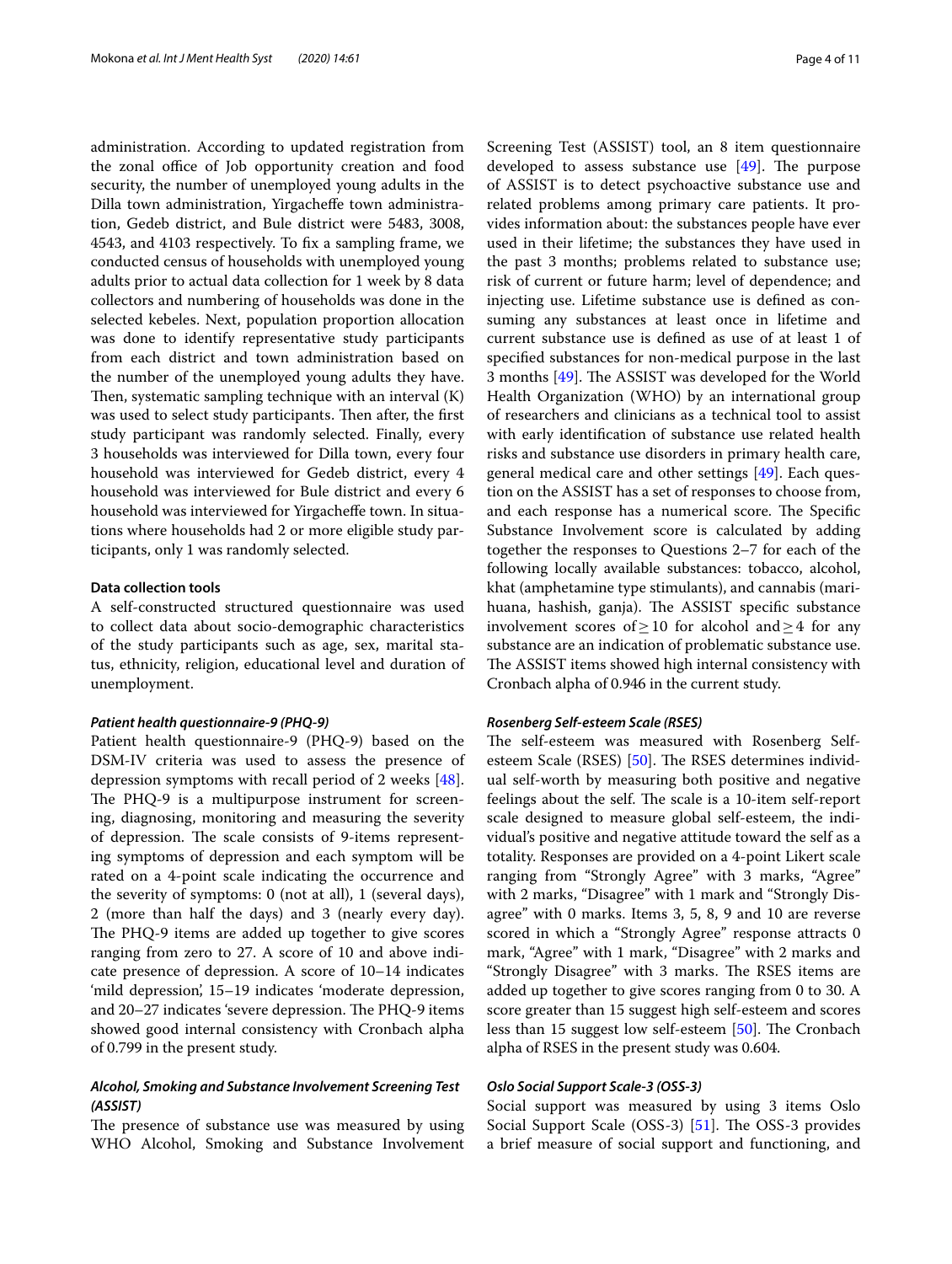administration. According to updated registration from the zonal office of Job opportunity creation and food security, the number of unemployed young adults in the Dilla town administration, Yirgacheffe town administration, Gedeb district, and Bule district were 5483, 3008, 4543, and 4103 respectively. To fix a sampling frame, we conducted census of households with unemployed young adults prior to actual data collection for 1 week by 8 data collectors and numbering of households was done in the selected kebeles. Next, population proportion allocation was done to identify representative study participants from each district and town administration based on the number of the unemployed young adults they have. Then, systematic sampling technique with an interval (K) was used to select study participants. Then after, the first study participant was randomly selected. Finally, every 3 households was interviewed for Dilla town, every four household was interviewed for Gedeb district, every 4 household was interviewed for Bule district and every 6 household was interviewed for Yirgacheffe town. In situations where households had 2 or more eligible study participants, only 1 was randomly selected.

### Data collection tools

A self-constructed structured questionnaire was used to collect data about socio-demographic characteristics of the study participants such as age, sex, marital status, ethnicity, religion, educational level and duration of unemployment.

#### *Patient health questionnaire-9 (PHQ-9)*

Patient health questionnaire-9 (PHQ-9) based on the DSM-IV criteria was used to assess the presence of depression symptoms with recall period of 2 weeks [48]. The PHQ-9 is a multipurpose instrument for screening, diagnosing, monitoring and measuring the severity of depression. The scale consists of 9-items representing symptoms of depression and each symptom will be rated on a 4-point scale indicating the occurrence and the severity of symptoms: 0 (not at all), 1 (several days), 2 (more than half the days) and 3 (nearly every day). The PHQ-9 items are added up together to give scores ranging from zero to 27. A score of 10 and above indicate presence of depression. A score of 10–14 indicates 'mild depression', 15–19 indicates 'moderate depression, and 20–27 indicates 'severe depression. The PHQ-9 items showed good internal consistency with Cronbach alpha of 0.799 in the present study.

#### *Alcohol, Smoking and Substance Involvement Screening Test (ASSIST)*

The presence of substance use was measured by using WHO Alcohol, Smoking and Substance Involvement Screening Test (ASSIST) tool, an 8 item questionnaire developed to assess substance use [49]. The purpose of ASSIST is to detect psychoactive substance use and related problems among primary care patients. It provides information about: the substances people have ever used in their lifetime; the substances they have used in the past 3 months; problems related to substance use; risk of current or future harm; level of dependence; and injecting use. Lifetime substance use is defined as consuming any substances at least once in lifetime and current substance use is defined as use of at least 1 of specified substances for non-medical purpose in the last 3 months [49]. The ASSIST was developed for the World Health Organization (WHO) by an international group of researchers and clinicians as a technical tool to assist with early identification of substance use related health risks and substance use disorders in primary health care, general medical care and other settings [49]. Each question on the ASSIST has a set of responses to choose from, and each response has a numerical score. The Specific Substance Involvement score is calculated by adding together the responses to Questions 2–7 for each of the following locally available substances: tobacco, alcohol, khat (amphetamine type stimulants), and cannabis (marihuana, hashish, ganja). The ASSIST specific substance involvement scores of $\geq 10$ for alcohol and $\geq 4$ for any substance are an indication of problematic substance use. The ASSIST items showed high internal consistency with Cronbach alpha of 0.946 in the current study.

#### *Rosenberg Self-esteem Scale (RSES)*

The self-esteem was measured with Rosenberg Self-esteem Scale (RSES) [50]. The RSES determines individual self-worth by measuring both positive and negative feelings about the self. The scale is a 10-item self-report scale designed to measure global self-esteem, the individual's positive and negative attitude toward the self as a totality. Responses are provided on a 4-point Likert scale ranging from "Strongly Agree" with 3 marks, "Agree" with 2 marks, "Disagree" with 1 mark and "Strongly Disagree" with 0 marks. Items 3, 5, 8, 9 and 10 are reverse scored in which a "Strongly Agree" response attracts 0 mark, "Agree" with 1 mark, "Disagree" with 2 marks and "Strongly Disagree" with 3 marks. The RSES items are added up together to give scores ranging from 0 to 30. A score greater than 15 suggest high self-esteem and scores less than 15 suggest low self-esteem [50]. The Cronbach alpha of RSES in the present study was 0.604.

#### *Oslo Social Support Scale-3 (OSS-3)*

Social support was measured by using 3 items Oslo Social Support Scale (OSS-3) [51]. The OSS-3 provides a brief measure of social support and functioning, and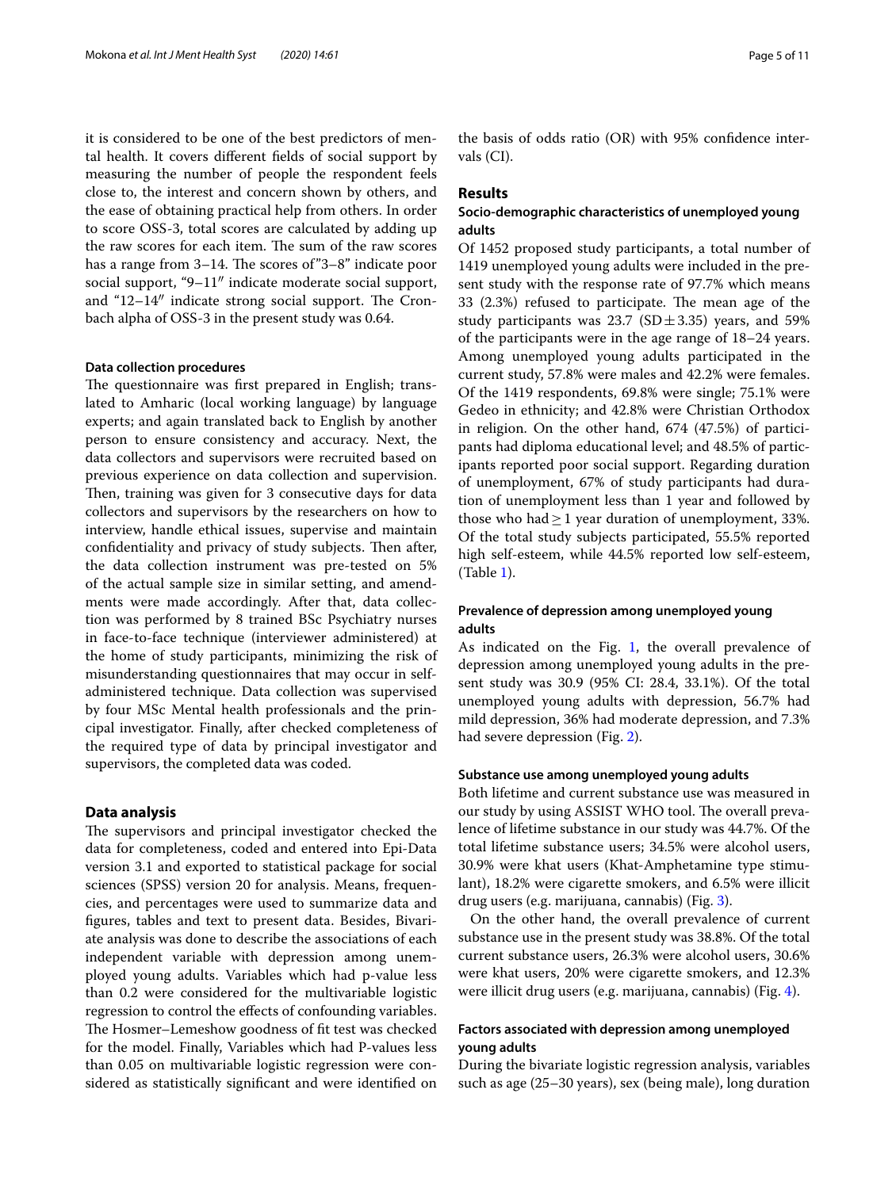it is considered to be one of the best predictors of mental health. It covers different fields of social support by measuring the number of people the respondent feels close to, the interest and concern shown by others, and the ease of obtaining practical help from others. In order to score OSS-3, total scores are calculated by adding up the raw scores for each item. The sum of the raw scores has a range from 3–14. The scores of"3–8" indicate poor social support, "9–11″ indicate moderate social support, and "12–14″ indicate strong social support. The Cronbach alpha of OSS-3 in the present study was 0.64.

#### Data collection procedures

The questionnaire was first prepared in English; translated to Amharic (local working language) by language experts; and again translated back to English by another person to ensure consistency and accuracy. Next, the data collectors and supervisors were recruited based on previous experience on data collection and supervision. Then, training was given for 3 consecutive days for data collectors and supervisors by the researchers on how to interview, handle ethical issues, supervise and maintain confidentiality and privacy of study subjects. Then after, the data collection instrument was pre-tested on 5% of the actual sample size in similar setting, and amendments were made accordingly. After that, data collection was performed by 8 trained BSc Psychiatry nurses in face-to-face technique (interviewer administered) at the home of study participants, minimizing the risk of misunderstanding questionnaires that may occur in self-administered technique. Data collection was supervised by four MSc Mental health professionals and the principal investigator. Finally, after checked completeness of the required type of data by principal investigator and supervisors, the completed data was coded.

## Data analysis

The supervisors and principal investigator checked the data for completeness, coded and entered into Epi-Data version 3.1 and exported to statistical package for social sciences (SPSS) version 20 for analysis. Means, frequencies, and percentages were used to summarize data and figures, tables and text to present data. Besides, Bivariate analysis was done to describe the associations of each independent variable with depression among unemployed young adults. Variables which had p-value less than 0.2 were considered for the multivariable logistic regression to control the effects of confounding variables. The Hosmer–Lemeshow goodness of fit test was checked for the model. Finally, Variables which had P-values less than 0.05 on multivariable logistic regression were considered as statistically significant and were identified on the basis of odds ratio (OR) with 95% confidence intervals (CI).

## Results

### Socio-demographic characteristics of unemployed young adults

Of 1452 proposed study participants, a total number of 1419 unemployed young adults were included in the present study with the response rate of 97.7% which means 33 (2.3%) refused to participate. The mean age of the study participants was 23.7 (SD ± 3.35) years, and 59% of the participants were in the age range of 18–24 years. Among unemployed young adults participated in the current study, 57.8% were males and 42.2% were females. Of the 1419 respondents, 69.8% were single; 75.1% were Gedeo in ethnicity; and 42.8% were Christian Orthodox in religion. On the other hand, 674 (47.5%) of participants had diploma educational level; and 48.5% of participants reported poor social support. Regarding duration of unemployment, 67% of study participants had duration of unemployment less than 1 year and followed by those who had ≥ 1 year duration of unemployment, 33%. Of the total study subjects participated, 55.5% reported high self-esteem, while 44.5% reported low self-esteem, (Table 1).

### Prevalence of depression among unemployed young adults

As indicated on the Fig. 1, the overall prevalence of depression among unemployed young adults in the present study was 30.9 (95% CI: 28.4, 33.1%). Of the total unemployed young adults with depression, 56.7% had mild depression, 36% had moderate depression, and 7.3% had severe depression (Fig. 2).

#### Substance use among unemployed young adults

Both lifetime and current substance use was measured in our study by using ASSIST WHO tool. The overall prevalence of lifetime substance in our study was 44.7%. Of the total lifetime substance users; 34.5% were alcohol users, 30.9% were khat users (Khat-Amphetamine type stimulant), 18.2% were cigarette smokers, and 6.5% were illicit drug users (e.g. marijuana, cannabis) (Fig. 3).

On the other hand, the overall prevalence of current substance use in the present study was 38.8%. Of the total current substance users, 26.3% were alcohol users, 30.6% were khat users, 20% were cigarette smokers, and 12.3% were illicit drug users (e.g. marijuana, cannabis) (Fig. 4).

### Factors associated with depression among unemployed young adults

During the bivariate logistic regression analysis, variables such as age (25–30 years), sex (being male), long duration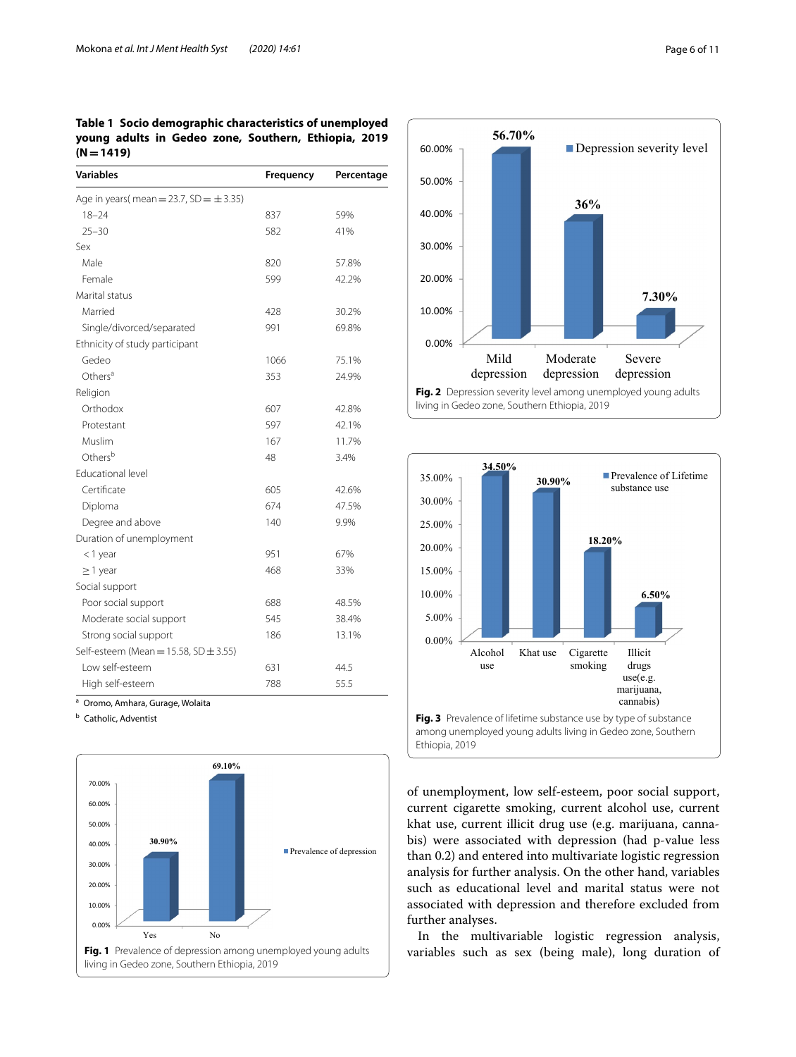**Table 1 Socio demographic characteristics of unemployed young adults in Gedeo zone, Southern, Ethiopia, 2019 (N = 1419)**

| Variables | Frequency | Percentage |
|---|---|---|
| Age in years( mean = 23.7, SD = ±3.35) | | |
| 18–24 | 837 | 59% |
| 25–30 | 582 | 41% |
| Sex | | |
| Male | 820 | 57.8% |
| Female | 599 | 42.2% |
| Marital status | | |
| Married | 428 | 30.2% |
| Single/divorced/separated | 991 | 69.8% |
| Ethnicity of study participant | | |
| Gedeo | 1066 | 75.1% |
| Others[a] | 353 | 24.9% |
| Religion | | |
| Orthodox | 607 | 42.8% |
| Protestant | 597 | 42.1% |
| Muslim | 167 | 11.7% |
| Others[b] | 48 | 3.4% |
| Educational level | | |
| Certificate | 605 | 42.6% |
| Diploma | 674 | 47.5% |
| Degree and above | 140 | 9.9% |
| Duration of unemployment | | |
| < 1 year | 951 | 67% |
| ≥ 1 year | 468 | 33% |
| Social support | | |
| Poor social support | 688 | 48.5% |
| Moderate social support | 545 | 38.4% |
| Strong social support | 186 | 13.1% |
| Self-esteem (Mean = 15.58, SD ± 3.55) | | |
| Low self-esteem | 631 | 44.5 |
| High self-esteem | 788 | 55.5 |

[a] Oromo, Amhara, Gurage, Wolaita

[b] Catholic, Adventist

**Fig. 1** Prevalence of depression among unemployed young adults living in Gedeo zone, Southern Ethiopia, 2019

**Fig. 2** Depression severity level among unemployed young adults living in Gedeo zone, Southern Ethiopia, 2019

**Fig. 3** Prevalence of lifetime substance use by type of substance among unemployed young adults living in Gedeo zone, Southern Ethiopia, 2019

of unemployment, low self-esteem, poor social support, current cigarette smoking, current alcohol use, current khat use, current illicit drug use (e.g. marijuana, cannabis) were associated with depression (had p-value less than 0.2) and entered into multivariate logistic regression analysis for further analysis. On the other hand, variables such as educational level and marital status were not associated with depression and therefore excluded from further analyses.

In the multivariable logistic regression analysis, variables such as sex (being male), long duration of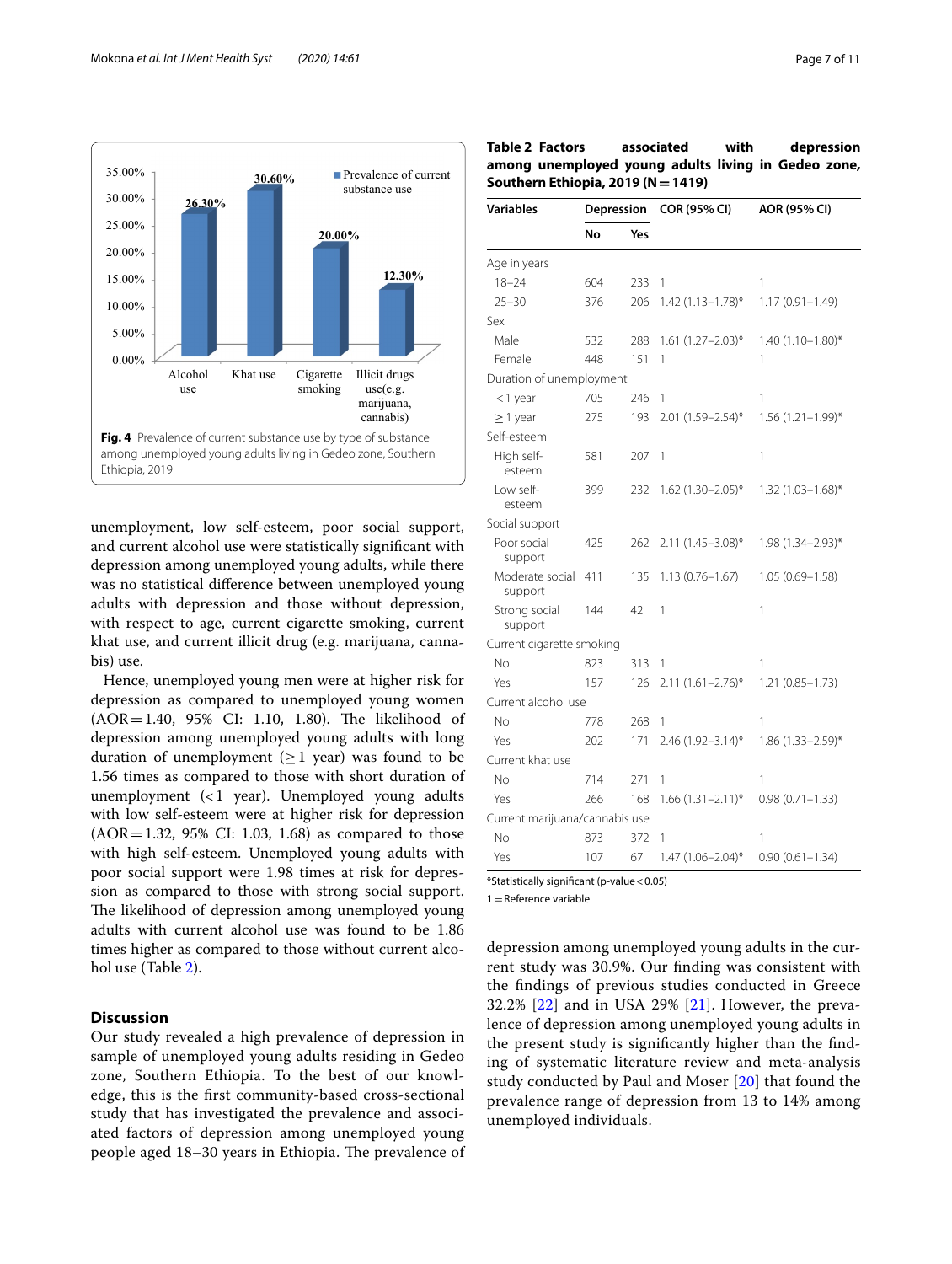Fig. 4 Prevalence of current substance use by type of substance among unemployed young adults living in Gedeo zone, Southern Ethiopia, 2019

unemployment, low self-esteem, poor social support, and current alcohol use were statistically significant with depression among unemployed young adults, while there was no statistical difference between unemployed young adults with depression and those without depression, with respect to age, current cigarette smoking, current khat use, and current illicit drug (e.g. marijuana, cannabis) use.

Hence, unemployed young men were at higher risk for depression as compared to unemployed young women (AOR = 1.40, 95% CI: 1.10, 1.80). The likelihood of depression among unemployed young adults with long duration of unemployment (≥ 1 year) was found to be 1.56 times as compared to those with short duration of unemployment (< 1 year). Unemployed young adults with low self-esteem were at higher risk for depression (AOR = 1.32, 95% CI: 1.03, 1.68) as compared to those with high self-esteem. Unemployed young adults with poor social support were 1.98 times at risk for depression as compared to those with strong social support. The likelihood of depression among unemployed young adults with current alcohol use was found to be 1.86 times higher as compared to those without current alcohol use (Table 2).

**Table 2 Factors associated with depression among unemployed young adults living in Gedeo zone, Southern Ethiopia, 2019 (N = 1419)**

| Variables | Depression | | COR (95% CI) | AOR (95% CI) |
|---|---|---|---|---|
| | No | Yes | | |
| Age in years | | | | |
| 18–24 | 604 | 233 | 1 | 1 |
| 25–30 | 376 | 206 | 1.42 (1.13–1.78)* | 1.17 (0.91–1.49) |
| Sex | | | | |
| Male | 532 | 288 | 1.61 (1.27–2.03)* | 1.40 (1.10–1.80)* |
| Female | 448 | 151 | 1 | 1 |
| Duration of unemployment | | | | |
| < 1 year | 705 | 246 | 1 | 1 |
| ≥ 1 year | 275 | 193 | 2.01 (1.59–2.54)* | 1.56 (1.21–1.99)* |
| Self-esteem | | | | |
| High self-esteem | 581 | 207 | 1 | 1 |
| Low self-esteem | 399 | 232 | 1.62 (1.30–2.05)* | 1.32 (1.03–1.68)* |
| Social support | | | | |
| Poor social support | 425 | 262 | 2.11 (1.45–3.08)* | 1.98 (1.34–2.93)* |
| Moderate social support | 411 | 135 | 1.13 (0.76–1.67) | 1.05 (0.69–1.58) |
| Strong social support | 144 | 42 | 1 | 1 |
| Current cigarette smoking | | | | |
| No | 823 | 313 | 1 | 1 |
| Yes | 157 | 126 | 2.11 (1.61–2.76)* | 1.21 (0.85–1.73) |
| Current alcohol use | | | | |
| No | 778 | 268 | 1 | 1 |
| Yes | 202 | 171 | 2.46 (1.92–3.14)* | 1.86 (1.33–2.59)* |
| Current khat use | | | | |
| No | 714 | 271 | 1 | 1 |
| Yes | 266 | 168 | 1.66 (1.31–2.11)* | 0.98 (0.71–1.33) |
| Current marijuana/cannabis use | | | | |
| No | 873 | 372 | 1 | 1 |
| Yes | 107 | 67 | 1.47 (1.06–2.04)* | 0.90 (0.61–1.34) |

*Statistically significant (p-value < 0.05)

1 = Reference variable

## Discussion

Our study revealed a high prevalence of depression in sample of unemployed young adults residing in Gedeo zone, Southern Ethiopia. To the best of our knowledge, this is the first community-based cross-sectional study that has investigated the prevalence and associated factors of depression among unemployed young people aged 18–30 years in Ethiopia. The prevalence of depression among unemployed young adults in the current study was 30.9%. Our finding was consistent with the findings of previous studies conducted in Greece 32.2% [22] and in USA 29% [21]. However, the prevalence of depression among unemployed young adults in the present study is significantly higher than the finding of systematic literature review and meta-analysis study conducted by Paul and Moser [20] that found the prevalence range of depression from 13 to 14% among unemployed individuals.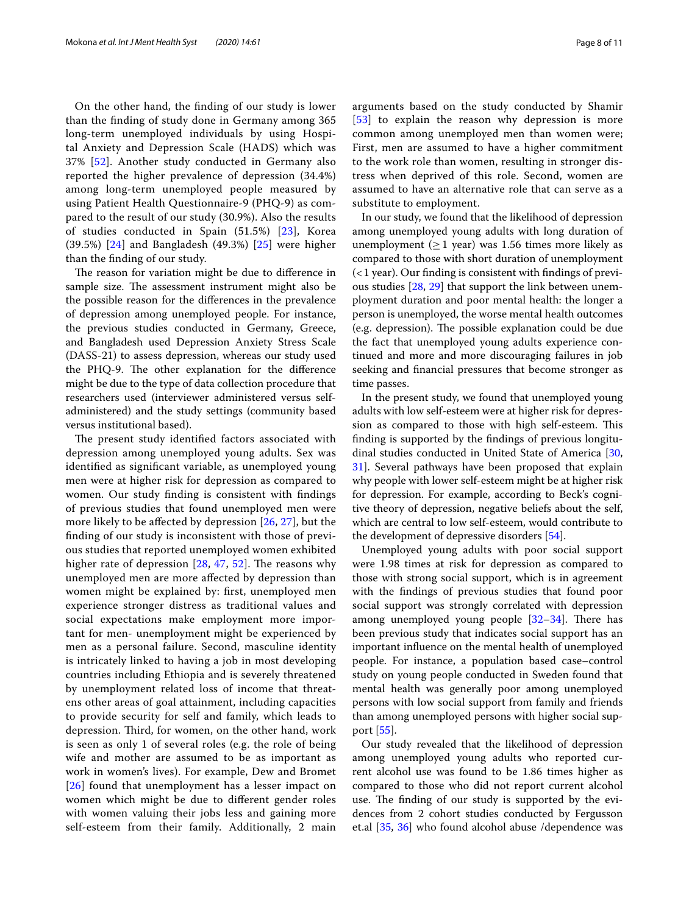On the other hand, the finding of our study is lower than the finding of study done in Germany among 365 long-term unemployed individuals by using Hospital Anxiety and Depression Scale (HADS) which was 37% [52]. Another study conducted in Germany also reported the higher prevalence of depression (34.4%) among long-term unemployed people measured by using Patient Health Questionnaire-9 (PHQ-9) as compared to the result of our study (30.9%). Also the results of studies conducted in Spain (51.5%) [23], Korea (39.5%) [24] and Bangladesh (49.3%) [25] were higher than the finding of our study.

The reason for variation might be due to difference in sample size. The assessment instrument might also be the possible reason for the differences in the prevalence of depression among unemployed people. For instance, the previous studies conducted in Germany, Greece, and Bangladesh used Depression Anxiety Stress Scale (DASS-21) to assess depression, whereas our study used the PHQ-9. The other explanation for the difference might be due to the type of data collection procedure that researchers used (interviewer administered versus self-administered) and the study settings (community based versus institutional based).

The present study identified factors associated with depression among unemployed young adults. Sex was identified as significant variable, as unemployed young men were at higher risk for depression as compared to women. Our study finding is consistent with findings of previous studies that found unemployed men were more likely to be affected by depression [26, 27], but the finding of our study is inconsistent with those of previous studies that reported unemployed women exhibited higher rate of depression [28, 47, 52]. The reasons why unemployed men are more affected by depression than women might be explained by: first, unemployed men experience stronger distress as traditional values and social expectations make employment more important for men- unemployment might be experienced by men as a personal failure. Second, masculine identity is intricately linked to having a job in most developing countries including Ethiopia and is severely threatened by unemployment related loss of income that threatens other areas of goal attainment, including capacities to provide security for self and family, which leads to depression. Third, for women, on the other hand, work is seen as only 1 of several roles (e.g. the role of being wife and mother are assumed to be as important as work in women's lives). For example, Dew and Bromet [26] found that unemployment has a lesser impact on women which might be due to different gender roles with women valuing their jobs less and gaining more self-esteem from their family. Additionally, 2 main arguments based on the study conducted by Shamir [53] to explain the reason why depression is more common among unemployed men than women were; First, men are assumed to have a higher commitment to the work role than women, resulting in stronger distress when deprived of this role. Second, women are assumed to have an alternative role that can serve as a substitute to employment.

In our study, we found that the likelihood of depression among unemployed young adults with long duration of unemployment ($\geq 1$ year) was 1.56 times more likely as compared to those with short duration of unemployment ($< 1$ year). Our finding is consistent with findings of previous studies [28, 29] that support the link between unemployment duration and poor mental health: the longer a person is unemployed, the worse mental health outcomes (e.g. depression). The possible explanation could be due the fact that unemployed young adults experience continued and more and more discouraging failures in job seeking and financial pressures that become stronger as time passes.

In the present study, we found that unemployed young adults with low self-esteem were at higher risk for depression as compared to those with high self-esteem. This finding is supported by the findings of previous longitudinal studies conducted in United State of America [30, 31]. Several pathways have been proposed that explain why people with lower self-esteem might be at higher risk for depression. For example, according to Beck's cognitive theory of depression, negative beliefs about the self, which are central to low self-esteem, would contribute to the development of depressive disorders [54].

Unemployed young adults with poor social support were 1.98 times at risk for depression as compared to those with strong social support, which is in agreement with the findings of previous studies that found poor social support was strongly correlated with depression among unemployed young people [32–34]. There has been previous study that indicates social support has an important influence on the mental health of unemployed people. For instance, a population based case–control study on young people conducted in Sweden found that mental health was generally poor among unemployed persons with low social support from family and friends than among unemployed persons with higher social support [55].

Our study revealed that the likelihood of depression among unemployed young adults who reported current alcohol use was found to be 1.86 times higher as compared to those who did not report current alcohol use. The finding of our study is supported by the evidences from 2 cohort studies conducted by Fergusson et.al [35, 36] who found alcohol abuse /dependence was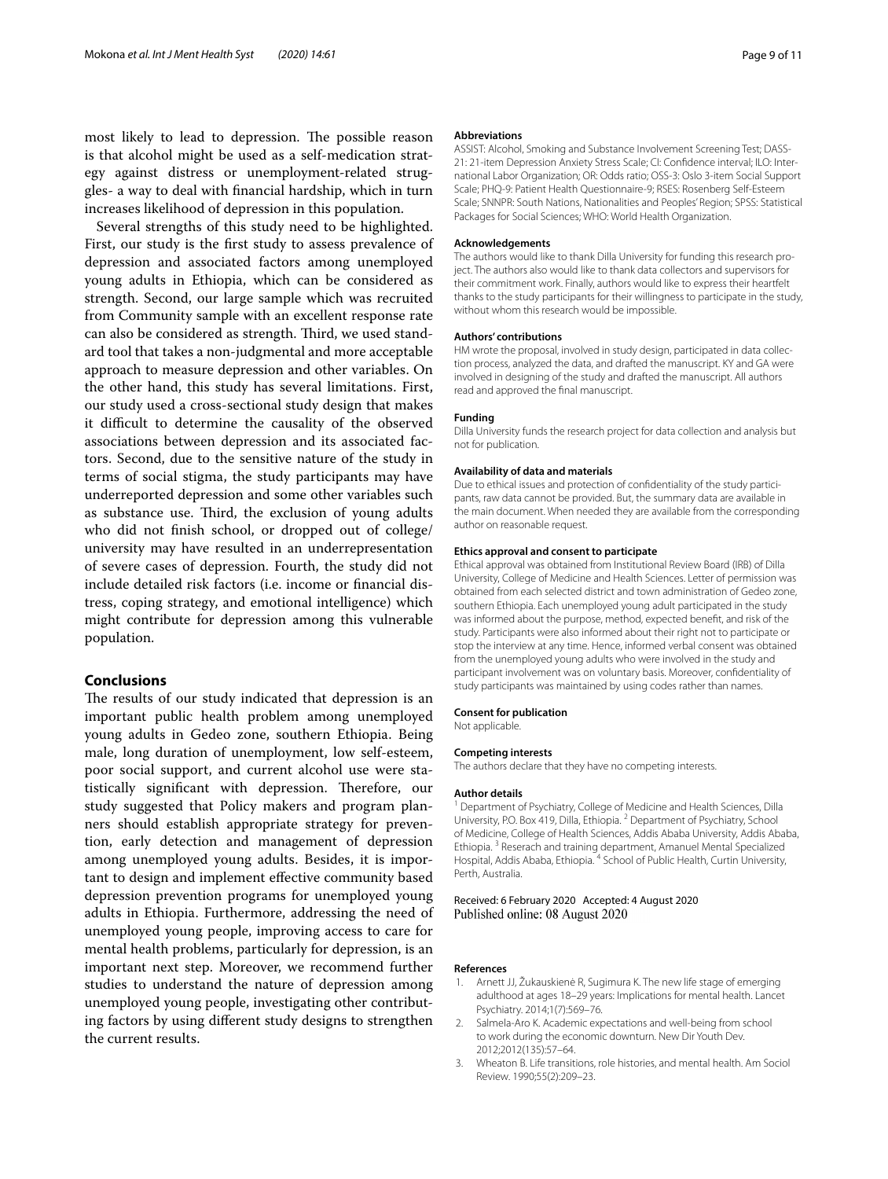most likely to lead to depression. The possible reason is that alcohol might be used as a self-medication strategy against distress or unemployment-related struggles- a way to deal with financial hardship, which in turn increases likelihood of depression in this population.

Several strengths of this study need to be highlighted. First, our study is the first study to assess prevalence of depression and associated factors among unemployed young adults in Ethiopia, which can be considered as strength. Second, our large sample which was recruited from Community sample with an excellent response rate can also be considered as strength. Third, we used standard tool that takes a non-judgmental and more acceptable approach to measure depression and other variables. On the other hand, this study has several limitations. First, our study used a cross-sectional study design that makes it difficult to determine the causality of the observed associations between depression and its associated factors. Second, due to the sensitive nature of the study in terms of social stigma, the study participants may have underreported depression and some other variables such as substance use. Third, the exclusion of young adults who did not finish school, or dropped out of college/university may have resulted in an underrepresentation of severe cases of depression. Fourth, the study did not include detailed risk factors (i.e. income or financial distress, coping strategy, and emotional intelligence) which might contribute for depression among this vulnerable population.

## Conclusions

The results of our study indicated that depression is an important public health problem among unemployed young adults in Gedeo zone, southern Ethiopia. Being male, long duration of unemployment, low self-esteem, poor social support, and current alcohol use were statistically significant with depression. Therefore, our study suggested that Policy makers and program planners should establish appropriate strategy for prevention, early detection and management of depression among unemployed young adults. Besides, it is important to design and implement effective community based depression prevention programs for unemployed young adults in Ethiopia. Furthermore, addressing the need of unemployed young people, improving access to care for mental health problems, particularly for depression, is an important next step. Moreover, we recommend further studies to understand the nature of depression among unemployed young people, investigating other contributing factors by using different study designs to strengthen the current results.

#### Abbreviations

ASSIST: Alcohol, Smoking and Substance Involvement Screening Test; DASS-21: 21-item Depression Anxiety Stress Scale; CI: Confidence interval; ILO: International Labor Organization; OR: Odds ratio; OSS-3: Oslo 3-item Social Support Scale; PHQ-9: Patient Health Questionnaire-9; RSES: Rosenberg Self-Esteem Scale; SNNPR: South Nations, Nationalities and Peoples' Region; SPSS: Statistical Packages for Social Sciences; WHO: World Health Organization.

#### Acknowledgements

The authors would like to thank Dilla University for funding this research project. The authors also would like to thank data collectors and supervisors for their commitment work. Finally, authors would like to express their heartfelt thanks to the study participants for their willingness to participate in the study, without whom this research would be impossible.

#### Authors' contributions

HM wrote the proposal, involved in study design, participated in data collection process, analyzed the data, and drafted the manuscript. KY and GA were involved in designing of the study and drafted the manuscript. All authors read and approved the final manuscript.

#### Funding

Dilla University funds the research project for data collection and analysis but not for publication.

#### Availability of data and materials

Due to ethical issues and protection of confidentiality of the study participants, raw data cannot be provided. But, the summary data are available in the main document. When needed they are available from the corresponding author on reasonable request.

#### Ethics approval and consent to participate

Ethical approval was obtained from Institutional Review Board (IRB) of Dilla University, College of Medicine and Health Sciences. Letter of permission was obtained from each selected district and town administration of Gedeo zone, southern Ethiopia. Each unemployed young adult participated in the study was informed about the purpose, method, expected benefit, and risk of the study. Participants were also informed about their right not to participate or stop the interview at any time. Hence, informed verbal consent was obtained from the unemployed young adults who were involved in the study and participant involvement was on voluntary basis. Moreover, confidentiality of study participants was maintained by using codes rather than names.

#### Consent for publication

Not applicable.

#### Competing interests

The authors declare that they have no competing interests.

#### Author details

[1] Department of Psychiatry, College of Medicine and Health Sciences, Dilla University, P.O. Box 419, Dilla, Ethiopia. [2] Department of Psychiatry, School of Medicine, College of Health Sciences, Addis Ababa University, Addis Ababa, Ethiopia. [3] Reserach and training department, Amanuel Mental Specialized Hospital, Addis Ababa, Ethiopia. [4] School of Public Health, Curtin University, Perth, Australia.

Received: 6 February 2020 Accepted: 4 August 2020
Published online: 08 August 2020

#### References

1. Arnett JJ, Žukauskienė R, Sugimura K. The new life stage of emerging adulthood at ages 18–29 years: Implications for mental health. Lancet Psychiatry. 2014;1(7):569–76.
2. Salmela-Aro K. Academic expectations and well-being from school to work during the economic downturn. New Dir Youth Dev. 2012;2012(135):57–64.
3. Wheaton B. Life transitions, role histories, and mental health. Am Sociol Review. 1990;55(2):209–23.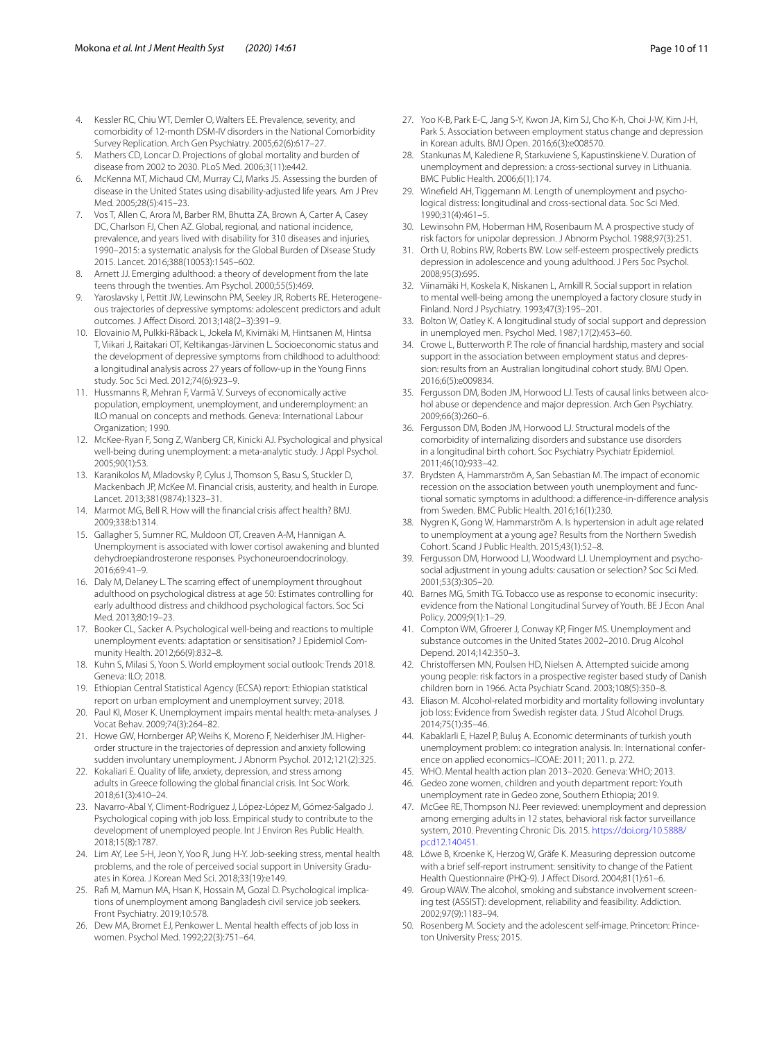4. Kessler RC, Chiu WT, Demler O, Walters EE. Prevalence, severity, and comorbidity of 12-month DSM-IV disorders in the National Comorbidity Survey Replication. Arch Gen Psychiatry. 2005;62(6):617–27.
5. Mathers CD, Loncar D. Projections of global mortality and burden of disease from 2002 to 2030. PLoS Med. 2006;3(11):e442.
6. McKenna MT, Michaud CM, Murray CJ, Marks JS. Assessing the burden of disease in the United States using disability-adjusted life years. Am J Prev Med. 2005;28(5):415–23.
7. Vos T, Allen C, Arora M, Barber RM, Bhutta ZA, Brown A, Carter A, Casey DC, Charlson FJ, Chen AZ. Global, regional, and national incidence, prevalence, and years lived with disability for 310 diseases and injuries, 1990–2015: a systematic analysis for the Global Burden of Disease Study 2015. Lancet. 2016;388(10053):1545–602.
8. Arnett JJ. Emerging adulthood: a theory of development from the late teens through the twenties. Am Psychol. 2000;55(5):469.
9. Yaroslavsky I, Pettit JW, Lewinsohn PM, Seeley JR, Roberts RE. Heterogeneous trajectories of depressive symptoms: adolescent predictors and adult outcomes. J Affect Disord. 2013;148(2–3):391–9.
10. Elovainio M, Pulkki-Råback L, Jokela M, Kivimäki M, Hintsanen M, Hintsa T, Viikari J, Raitakari OT, Keltikangas-Järvinen L. Socioeconomic status and the development of depressive symptoms from childhood to adulthood: a longitudinal analysis across 27 years of follow-up in the Young Finns study. Soc Sci Med. 2012;74(6):923–9.
11. Hussmanns R, Mehran F, Varmā V. Surveys of economically active population, employment, unemployment, and underemployment: an ILO manual on concepts and methods. Geneva: International Labour Organization; 1990.
12. McKee-Ryan F, Song Z, Wanberg CR, Kinicki AJ. Psychological and physical well-being during unemployment: a meta-analytic study. J Appl Psychol. 2005;90(1):53.
13. Karanikolos M, Mladovsky P, Cylus J, Thomson S, Basu S, Stuckler D, Mackenbach JP, McKee M. Financial crisis, austerity, and health in Europe. Lancet. 2013;381(9874):1323–31.
14. Marmot MG, Bell R. How will the financial crisis affect health? BMJ. 2009;338:b1314.
15. Gallagher S, Sumner RC, Muldoon OT, Creaven A-M, Hannigan A. Unemployment is associated with lower cortisol awakening and blunted dehydroepiandrosterone responses. Psychoneuroendocrinology. 2016;69:41–9.
16. Daly M, Delaney L. The scarring effect of unemployment throughout adulthood on psychological distress at age 50: Estimates controlling for early adulthood distress and childhood psychological factors. Soc Sci Med. 2013;80:19–23.
17. Booker CL, Sacker A. Psychological well-being and reactions to multiple unemployment events: adaptation or sensitisation? J Epidemiol Community Health. 2012;66(9):832–8.
18. Kuhn S, Milasi S, Yoon S. World employment social outlook: Trends 2018. Geneva: ILO; 2018.
19. Ethiopian Central Statistical Agency (ECSA) report: Ethiopian statistical report on urban employment and unemployment survey; 2018.
20. Paul KI, Moser K. Unemployment impairs mental health: meta-analyses. J Vocat Behav. 2009;74(3):264–82.
21. Howe GW, Hornberger AP, Weihs K, Moreno F, Neiderhiser JM. Higher-order structure in the trajectories of depression and anxiety following sudden involuntary unemployment. J Abnorm Psychol. 2012;121(2):325.
22. Kokaliari E. Quality of life, anxiety, depression, and stress among adults in Greece following the global financial crisis. Int Soc Work. 2018;61(3):410–24.
23. Navarro-Abal Y, Climent-Rodríguez J, López-López M, Gómez-Salgado J. Psychological coping with job loss. Empirical study to contribute to the development of unemployed people. Int J Environ Res Public Health. 2018;15(8):1787.
24. Lim AY, Lee S-H, Jeon Y, Yoo R, Jung H-Y. Job-seeking stress, mental health problems, and the role of perceived social support in University Graduates in Korea. J Korean Med Sci. 2018;33(19):e149.
25. Rafi M, Mamun MA, Hsan K, Hossain M, Gozal D. Psychological implications of unemployment among Bangladesh civil service job seekers. Front Psychiatry. 2019;10:578.
26. Dew MA, Bromet EJ, Penkower L. Mental health effects of job loss in women. Psychol Med. 1992;22(3):751–64.
27. Yoo K-B, Park E-C, Jang S-Y, Kwon JA, Kim SJ, Cho K-h, Choi J-W, Kim J-H, Park S. Association between employment status change and depression in Korean adults. BMJ Open. 2016;6(3):e008570.
28. Stankunas M, Kalediene R, Starkuviene S, Kapustinskiene V. Duration of unemployment and depression: a cross-sectional survey in Lithuania. BMC Public Health. 2006;6(1):174.
29. Winefield AH, Tiggemann M. Length of unemployment and psychological distress: longitudinal and cross-sectional data. Soc Sci Med. 1990;31(4):461–5.
30. Lewinsohn PM, Hoberman HM, Rosenbaum M. A prospective study of risk factors for unipolar depression. J Abnorm Psychol. 1988;97(3):251.
31. Orth U, Robins RW, Roberts BW. Low self-esteem prospectively predicts depression in adolescence and young adulthood. J Pers Soc Psychol. 2008;95(3):695.
32. Viinamäki H, Koskela K, Niskanen L, Arnkill R. Social support in relation to mental well-being among the unemployed a factory closure study in Finland. Nord J Psychiatry. 1993;47(3):195–201.
33. Bolton W, Oatley K. A longitudinal study of social support and depression in unemployed men. Psychol Med. 1987;17(2):453–60.
34. Crowe L, Butterworth P. The role of financial hardship, mastery and social support in the association between employment status and depression: results from an Australian longitudinal cohort study. BMJ Open. 2016;6(5):e009834.
35. Fergusson DM, Boden JM, Horwood LJ. Tests of causal links between alcohol abuse or dependence and major depression. Arch Gen Psychiatry. 2009;66(3):260–6.
36. Fergusson DM, Boden JM, Horwood LJ. Structural models of the comorbidity of internalizing disorders and substance use disorders in a longitudinal birth cohort. Soc Psychiatry Psychiatr Epidemiol. 2011;46(10):933–42.
37. Brydsten A, Hammarström A, San Sebastian M. The impact of economic recession on the association between youth unemployment and functional somatic symptoms in adulthood: a difference-in-difference analysis from Sweden. BMC Public Health. 2016;16(1):230.
38. Nygren K, Gong W, Hammarström A. Is hypertension in adult age related to unemployment at a young age? Results from the Northern Swedish Cohort. Scand J Public Health. 2015;43(1):52–8.
39. Fergusson DM, Horwood LJ, Woodward LJ. Unemployment and psychosocial adjustment in young adults: causation or selection? Soc Sci Med. 2001;53(3):305–20.
40. Barnes MG, Smith TG. Tobacco use as response to economic insecurity: evidence from the National Longitudinal Survey of Youth. BE J Econ Anal Policy. 2009;9(1):1–29.
41. Compton WM, Gfroerer J, Conway KP, Finger MS. Unemployment and substance outcomes in the United States 2002–2010. Drug Alcohol Depend. 2014;142:350–3.
42. Christoffersen MN, Poulsen HD, Nielsen A. Attempted suicide among young people: risk factors in a prospective register based study of Danish children born in 1966. Acta Psychiatr Scand. 2003;108(5):350–8.
43. Eliason M. Alcohol-related morbidity and mortality following involuntary job loss: Evidence from Swedish register data. J Stud Alcohol Drugs. 2014;75(1):35–46.
44. Kabaklarli E, Hazel P, Buluş A. Economic determinants of turkish youth unemployment problem: co integration analysis. In: International conference on applied economics–ICOAE: 2011; 2011. p. 272.
45. WHO. Mental health action plan 2013–2020. Geneva: WHO; 2013.
46. Gedeo zone women, children and youth department report: Youth unemployment rate in Gedeo zone, Southern Ethiopia; 2019.
47. McGee RE, Thompson NJ. Peer reviewed: unemployment and depression among emerging adults in 12 states, behavioral risk factor surveillance system, 2010. Preventing Chronic Dis. 2015. https://doi.org/10.5888/pcd12.140451.
48. Löwe B, Kroenke K, Herzog W, Gräfe K. Measuring depression outcome with a brief self-report instrument: sensitivity to change of the Patient Health Questionnaire (PHQ-9). J Affect Disord. 2004;81(1):61–6.
49. Group WAW. The alcohol, smoking and substance involvement screening test (ASSIST): development, reliability and feasibility. Addiction. 2002;97(9):1183–94.
50. Rosenberg M. Society and the adolescent self-image. Princeton: Princeton University Press; 2015.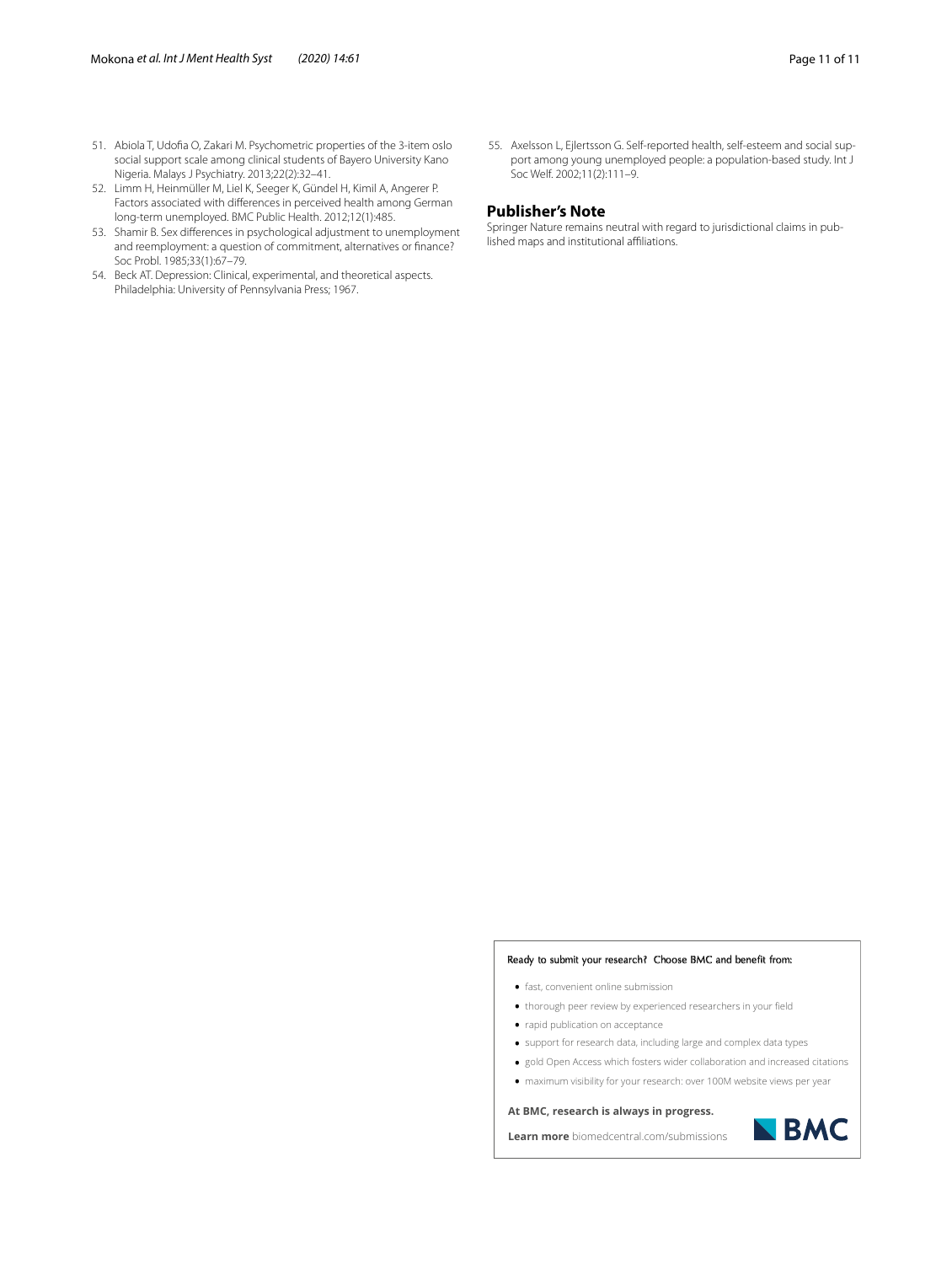51. Abiola T, Udofia O, Zakari M. Psychometric properties of the 3-item oslo social support scale among clinical students of Bayero University Kano Nigeria. Malays J Psychiatry. 2013;22(2):32–41.
52. Limm H, Heinmüller M, Liel K, Seeger K, Gündel H, Kimil A, Angerer P. Factors associated with differences in perceived health among German long-term unemployed. BMC Public Health. 2012;12(1):485.
53. Shamir B. Sex differences in psychological adjustment to unemployment and reemployment: a question of commitment, alternatives or finance? Soc Probl. 1985;33(1):67–79.
54. Beck AT. Depression: Clinical, experimental, and theoretical aspects. Philadelphia: University of Pennsylvania Press; 1967.
55. Axelsson L, Ejlertsson G. Self-reported health, self-esteem and social support among young unemployed people: a population-based study. Int J Soc Welf. 2002;11(2):111–9.

## Publisher's Note

Springer Nature remains neutral with regard to jurisdictional claims in published maps and institutional affiliations.

Ready to submit your research? Choose BMC and benefit from:

- fast, convenient online submission
- thorough peer review by experienced researchers in your field
- rapid publication on acceptance
- support for research data, including large and complex data types
- gold Open Access which fosters wider collaboration and increased citations
- maximum visibility for your research: over 100M website views per year

**At BMC, research is always in progress.**

**Learn more** biomedcentral.com/submissions

BMC